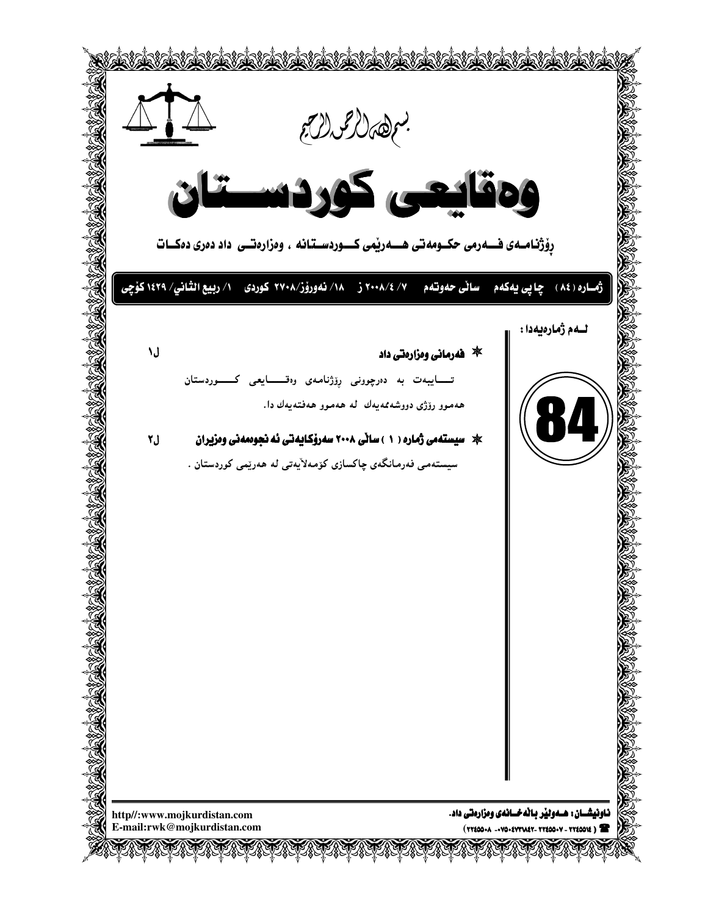بسم الله الرحمن الرحيم

# وەقایعی کوردستان

**ڕۆژنامەی فەرمی حکومەتی هەرێمی کوردستانە ، وەزارەتی داد دەری دەکات**

**ژمارە (٨٤) چاپی یەکەم ساڵی حەوتەم ٧/ ٢٠٠٨/٤ ز ١٨/ نەورۆز/٢٧٠٨ کوردی ١/ ربیع الثانی/ ١٤٢٩ کۆچی**

**لەم ژمارەیەدا :**

84

* **فەرمانی وەزارەتی داد** ل١

تایبەت بە دەرچوونی ڕۆژنامەی وەقایعی کوردستان هەموو رۆژی دووشەممەیەک لە هەموو هەفتەیەک دا.

* **سیستەمی ژمارە ( ١ ) ساڵی ٢٠٠٨ سەرۆکایەتی ئەنجومەنی وەزیران** ل٢

سیستەمی فەرمانگەی چاکسازی کۆمەڵایەتی لە هەرێمی کوردستان .

http//:www.mojkurdistan.com
E-mail:rwk@mojkurdistan.com

**ناونیشان : هەولێر باڵەخانەی وەزارەتی داد.**
☎ ( ٢٢٤٥٥٠١٤ - ٢٢٤٥٥٠٧ - ٠٧٥٠٤٧٣٦٨٤٢ - ٢٢٤٥٥٠٨ )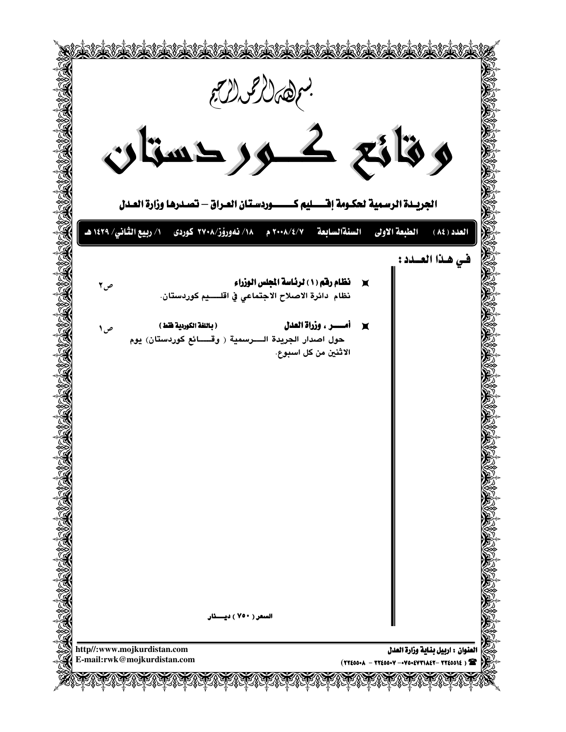بسم الله الرحمن الرحيم

# وقائع كـــوردستان

**الجريـدة الرسـمية لحكـومة إقـــليم كـــــوردستان العـراق – تصـدرها وزارة العـدل**

**العدد (٨٤) الطبعة الاولى السنةالسابعة ٢٠٠٨/٤/٧ م ١٨/ نەورۆز/٢٧٠٨ كوردى ١/ ربيع الثاني/ ١٤٢٩ هـ**

## فـي هـذا العــدد :

- **نظام رقم (١) لرئاسة المجلس الوزراء** ص٢
  نظام دائرة الاصلاح الاجتماعي في اقلـــيم كوردستان.

- **أمــــر ، وزراة العدل** **(باللغة الكوردية فقط)** ص١
  حول اصدار الجريدة الـــرسمية ( وقــــائع كوردستان) يوم الاثنين من كل اسبوع.

**السعر ( ٧٥٠ ) ديـــنار**

---

**العنوان : اربيل بناية وزارة العدل**

☎ ( ٢٢٤٥٥١٤ - ٢٢٤٥٥٠٧ - ٠٧٥٠٤٧٣١٨٤٢ - ٢٢٤٥٥٠٨ )

http//:www.mojkurdistan.com

E-mail:rwk@mojkurdistan.com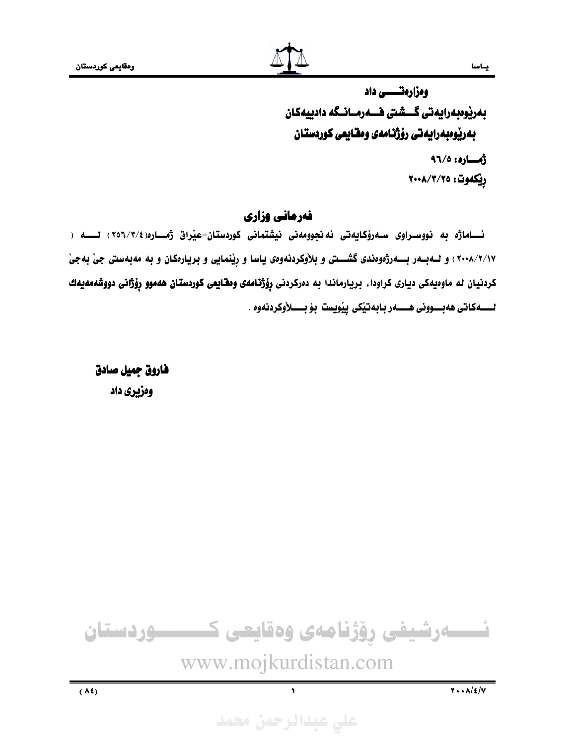وەزارەتـــی داد

بەڕێوەبەرایەتی گـــشتی فـــەرمـانـگە دادییەکان

بەڕێوەبەرایەتی ڕۆژنامەی وەقایعی کوردستان

ژمـــارە: ٩٦/٥

ڕێکەوت: ٢٠٠٨/٣/٢٥

## فەرمانی وزاری

ئـــاماژە بە نووســـراوی ســـەرۆکایەتی ئەنجوومەنی نیشتمانی کوردستان-عێراق ژمـــارە(٢٥٦/٣/٤) لــــە (٢٠٠٨/٢/١٧) و لــەبــەر بـــەرژەوەندی گشـــتی و بلاَوکردنەوەی یاسا و ڕێنمایی و بریارەکان و بە مەبەستی جێ بەجێ کردنیان لە ماوەیەکی دیاری کراودا، بریارماندا بە دەرکردنی ڕۆژنامەی وەقایعی کوردستان هەموو ڕۆژانی دووشەممەیەك لــــەکاتی هەبـــوونی هـــــەر بابەتێکی پێویست بۆ بـــلاَوکردنەوە .

**فاروق جمیل صادق**

**وەزیری داد**

ئـــــەرشیفی ڕۆژنامەی وەقایعی کـــــــــوردستان

www.mojkurdistan.com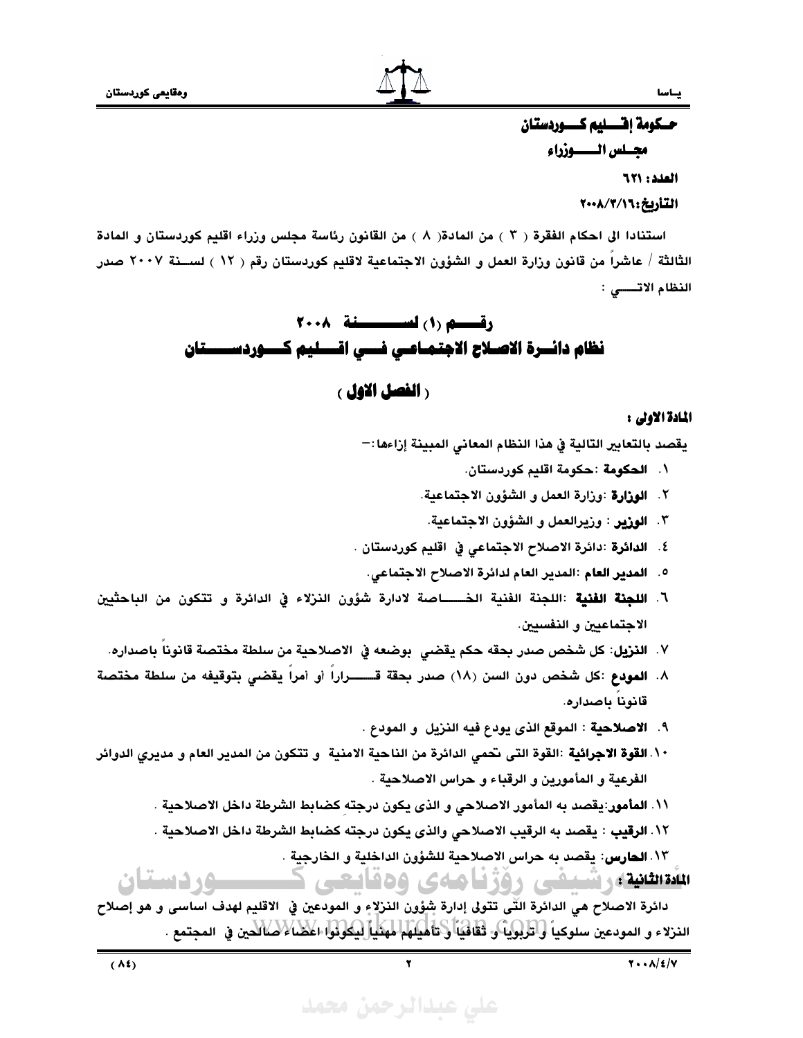حـكومة إقـــليم كـــوردستان

مجـلس الـــــوزراء

**العدد: ٦٢١**

**التأريخ:٢٠٠٨/٢/١٦**

استنادا الى احكام الفقرة ( ٣ ) من المادة( ٨ ) من القانون رئاسة مجلس وزراء اقليم كوردستان و المادة الثالثة / عاشراً من قانون وزارة العمل و الشؤون الاجتماعية لاقليم كوردستان رقم ( ١٢ ) لســنة ٢٠٠٧ صدر النظام الاتـــــي :

# رقـــــم (١) لســــــــــنة ٢٠٠٨
# نظام دائــرة الاصـلاح الاجتمـاعـي فـــي اقـــليم كـــوردســــــتان

## ( الفصل الاول )

**المادة الاولى :**

يقصد بالتعابير التالية في هذا النظام المعاني المبينة إزاءها:-

١. **الحكومة** :حكومة اقليم كوردستان.
٢. **الوزارة** :وزارة العمل و الشؤون الاجتماعية.
٣. **الوزير** : وزيرالعمل و الشؤون الاجتماعية.
٤. **الدائرة** :دائرة الاصلاح الاجتماعي في اقليم كوردستان .
٥. **المدير العام** :المدير العام لدائرة الاصلاح الاجتماعي.
٦. **اللجنة الفنية** :اللجنة الفنية الخـــــاصة لادارة شؤون النزلاء في الدائرة و تتكون من الباحثيين الاجتماعيين و النفسيين.
٧. **النزيل**: كل شخص صدر بحقه حكم يقضي بوضعه في الاصلاحية من سلطة مختصة قانوناً باصداره.
٨. **المودع** :كل شخص دون السن (١٨) صدر بحقة قـــــراراً أو أمراً يقضي بتوقيفه من سلطة مختصة قانوناً باصداره.
٩. **الاصلاحية** : الموقع الذى يودع فيه النزيل و المودع .
١٠. **القوة الاجرائية** :القوة التى تحمي الدائرة من الناحية الامنية و تتكون من المدير العام و مديري الدوائر الفرعية و المأمورين و الرقباء و حراس الاصلاحية .
١١. **المأمور**:يقصد به المأمور الاصلاحي و الذى يكون درجته كضابط الشرطة داخل الاصلاحية .
١٢. **الرقيب** : يقصد به الرقيب الاصلاحي والذى يكون درجته كضابط الشرطة داخل الاصلاحية .
١٣. **الحارس**: يقصد به حراس الاصلاحية للشؤون الداخلية و الخارجية .

**المادة الثانية :**

دائرة الاصلاح هي الدائرة التى تتولى إدارة شؤون النزلاء و المودعين في الاقليم لهدف اساسى و هو إصلاح النزلاء و المودعين سلوكياً و تربوياً و ثقافياً و تأهيلهم مهنياً ليكونوا اعضاء صالحين في المجتمع .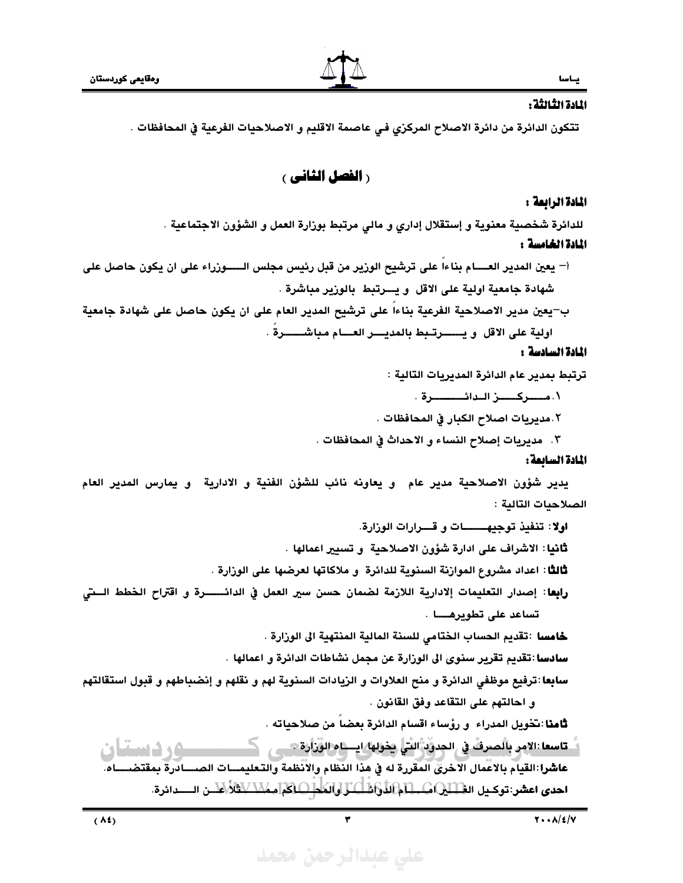**المادة الثالثة:**

تتكون الدائرة من دائرة الاصلاح المركزي في عاصمة الاقليم و الاصلاحيات الفرعية في المحافظات .

## ( الفصل الثاني )

**المادة الرابعة :**

للدائرة شخصية معنوية و إستقلال إداري و مالي مرتبط بوزارة العمل و الشؤون الاجتماعية .

**المادة الخامسة :**

أ- يعين المدير العام بناءاً على ترشيح الوزير من قبل رئيس مجلس الوزراء على ان يكون حاصل على شهادة جامعية اولية على الاقل و يرتبط بالوزير مباشرة .

ب-يعين مدير الاصلاحية الفرعية بناءاً على ترشيح المدير العام على ان يكون حاصل على شهادة جامعية اولية على الاقل و يرتبط بالمدير العام مباشرةً .

**المادة السادسة :**

ترتبط بمدير عام الدائرة المديريات التالية :

١. مركز الدائرة .

٢.مديريات اصلاح الكبار في المحافظات .

٣. مديريات إصلاح النساء و الاحداث في المحافظات .

**المادة السابعة:**

يدير شؤون الاصلاحية مدير عام و يعاونه نائب للشؤن الفنية و الادارية و يمارس المدير العام الصلاحيات التالية :

**اولا**: تنفيذ توجيهات و قرارات الوزارة.

**ثانيا**: الاشراف على ادارة شؤون الاصلاحية و تسيير اعمالها .

**ثالثا**: اعداد مشروع الموازنة السنوية للدائرة و ملاكاتها لعرضها على الوزارة .

**رابعا**: إصدار التعليمات الإدارية اللازمة لضمان حسن سير العمل في الدائرة و اقتراح الخطط التي تساعد على تطويرها .

**خامسا** :تقديم الحساب الختامي للسنة المالية المنتهية الى الوزارة .

**سادسا**:تقديم تقرير سنوى الى الوزارة عن مجمل نشاطات الدائرة و اعمالها .

**سابعا**:ترفيع موظفي الدائرة و منح العلاوات و الزيادات السنوية لهم و نقلهم و إنضباطهم و قبول استقالتهم و احالتهم على التقاعد وفق القانون .

**ثامنا**:تخويل المدراء و رؤساء اقسام الدائرة بعضاً من صلاحياته .

**تاسعا**:الامر بالصرف في الحدود التي يخولها اياه الوزارة .

**عاشرا**:القيام بالاعمال الاخرى المقررة له في هذا النظام والانظمة والتعليمات الصادرة بمقتضاه.

**احدى اعشر**:توكيل الغير امام الدوائر والمحاكم ممثلاً عن الدائرة.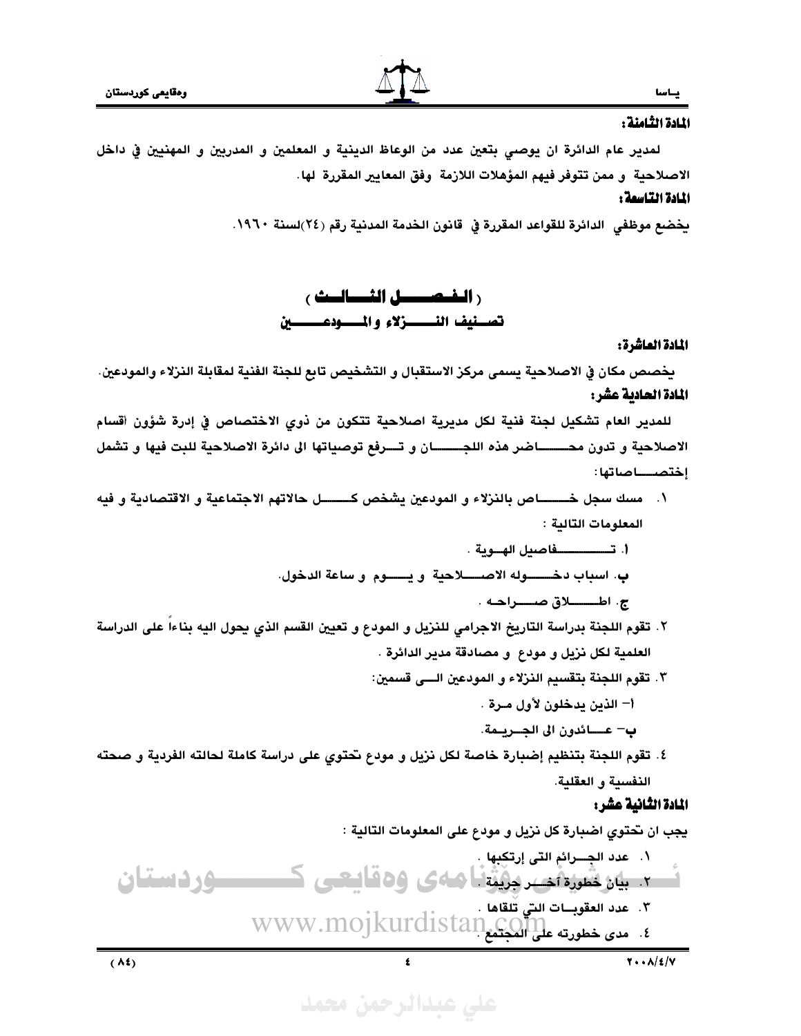**المادة الثامنة:**

لمدير عام الدائرة ان يوصي بتعين عدد من الوعاظ الدينية و المعلمين و المدربين و المهنيين في داخل الاصلاحية و ممن تتوفر فيهم المؤهلات اللازمة وفق المعايير المقررة لها.

**المادة التاسعة:**

يخضع موظفي الدائرة للقواعد المقررة في قانون الخدمة المدنية رقم (٢٤)لسنة ١٩٦٠.

## ( الفصل الثالث )

## تصنيف النزلاء والمودعين

**المادة العاشرة:**

يخصص مكان في الاصلاحية يسمى مركز الاستقبال و التشخيص تابع للجنة الفنية لمقابلة النزلاء والمودعين.

**المادة الحادية عشر:**

للمدير العام تشكيل لجنة فنية لكل مديرية اصلاحية تتكون من ذوي الاختصاص في إدرة شؤون أقسام الاصلاحية و تدون محاضر هذه اللجان و ترفع توصياتها الى دائرة الاصلاحية للبت فيها و تشمل إختصاصاتها:

١. مسك سجل خاص بالنزلاء و المودعين يشخص كل حالاتهم الاجتماعية و الاقتصادية و فيه المعلومات التالية :
   أ. تفاصيل الهوية .
   ب. اسباب دخوله الاصلاحية و يوم و ساعة الدخول.
   ج. اطلاق صراحه .
٢. تقوم اللجنة بدراسة التاريخ الاجرامي للنزيل و المودع و تعيين القسم الذي يحول اليه بناءاً على الدراسة العلمية لكل نزيل و مودع و مصادقة مدير الدائرة .
٣. تقوم اللجنة بتقسيم النزلاء و المودعين الى قسمين:
   أ- الذين يدخلون لأول مرة .
   ب- عائدون الى الجريمة.
٤. تقوم اللجنة بتنظيم إضبارة خاصة لكل نزيل و مودع تحتوي على دراسة كاملة لحالته الفردية و صحته النفسية و العقلية.

**المادة الثانية عشر:**

يجب ان تحتوي اضبارة كل نزيل و مودع على المعلومات التالية :

١. عدد الجرائم التى إرتكبها .
٢. بيان خطورة آخر جريمة .
٣. عدد العقوبات التي تلقاها .
٤. مدى خطورته على المجتمع .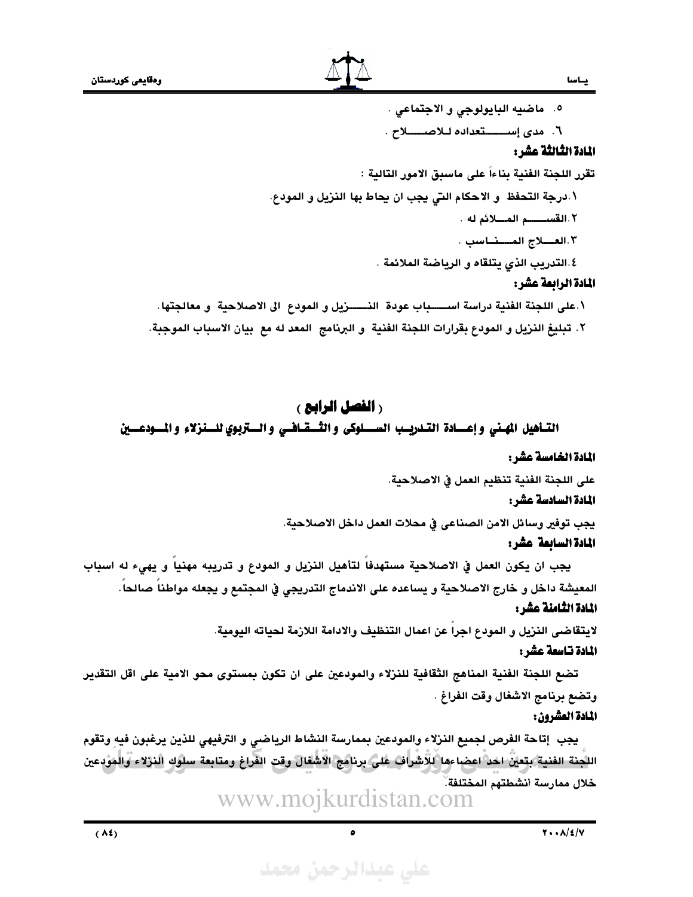٥. ماضيه البايولوجي و الاجتماعي .

٦. مدى إستعداده للاصلاح .

**المادة الثالثة عشر:**

تقرر اللجنة الفنية بناءاً على ماسبق الامور التالية :

١.درجة التحفظ و الاحكام التي يجب ان يحاط بها النزيل و المودع.

٢.القسم الملائم له .

٣.العلاج المناسب .

٤.التدريب الذي يتلقاه و الرياضة الملائمة .

**المادة الرابعة عشر:**

١.على اللجنة الفنية دراسة اسباب عودة النزيل و المودع الى الاصلاحية و معالجتها.

٢. تبليغ النزيل و المودع بقرارات اللجنة الفنية و البرنامج المعد له مع بيان الاسباب الموجبة.

## ( الفصل الرابع )

## التأهيل المهني و إعادة التدريب السلوكي و الثقافي و التربوي للنزلاء و المودعين

**المادة الخامسة عشر:**

على اللجنة الفنية تنظيم العمل في الاصلاحية.

**المادة السادسة عشر:**

يجب توفير وسائل الامن الصناعي في محلات العمل داخل الاصلاحية.

**المادة السابعة عشر:**

يجب ان يكون العمل في الاصلاحية مستهدفاً لتأهيل النزيل و المودع و تدريبه مهنياً و يهيء له اسباب المعيشة داخل و خارج الاصلاحية و يساعده على الاندماج التدريجي في المجتمع و يجعله مواطناً صالحاً.

**المادة الثامنة عشر:**

لايتقاضى النزيل و المودع اجراً عن اعمال التنظيف والادامة اللازمة لحياته اليومية.

**المادة تاسعة عشر:**

تضع اللجنة الفنية المناهج الثقافية للنزلاء والمودعين على ان تكون بمستوى محو الامية على اقل التقدير وتضع برنامج الاشغال وقت الفراغ .

**المادة العشرون:**

يجب إتاحة الفرص لجميع النزلاء والمودعين بممارسة النشاط الرياضي و الترفيهي للذين يرغبون فيه وتقوم اللجنة الفنية بتعين احد اعضاءها للاشراف على برنامج الاشغال وقت الفراغ ومتابعة سلوك النزلاء والمودعين خلال ممارسة أنشطتهم المختلفة.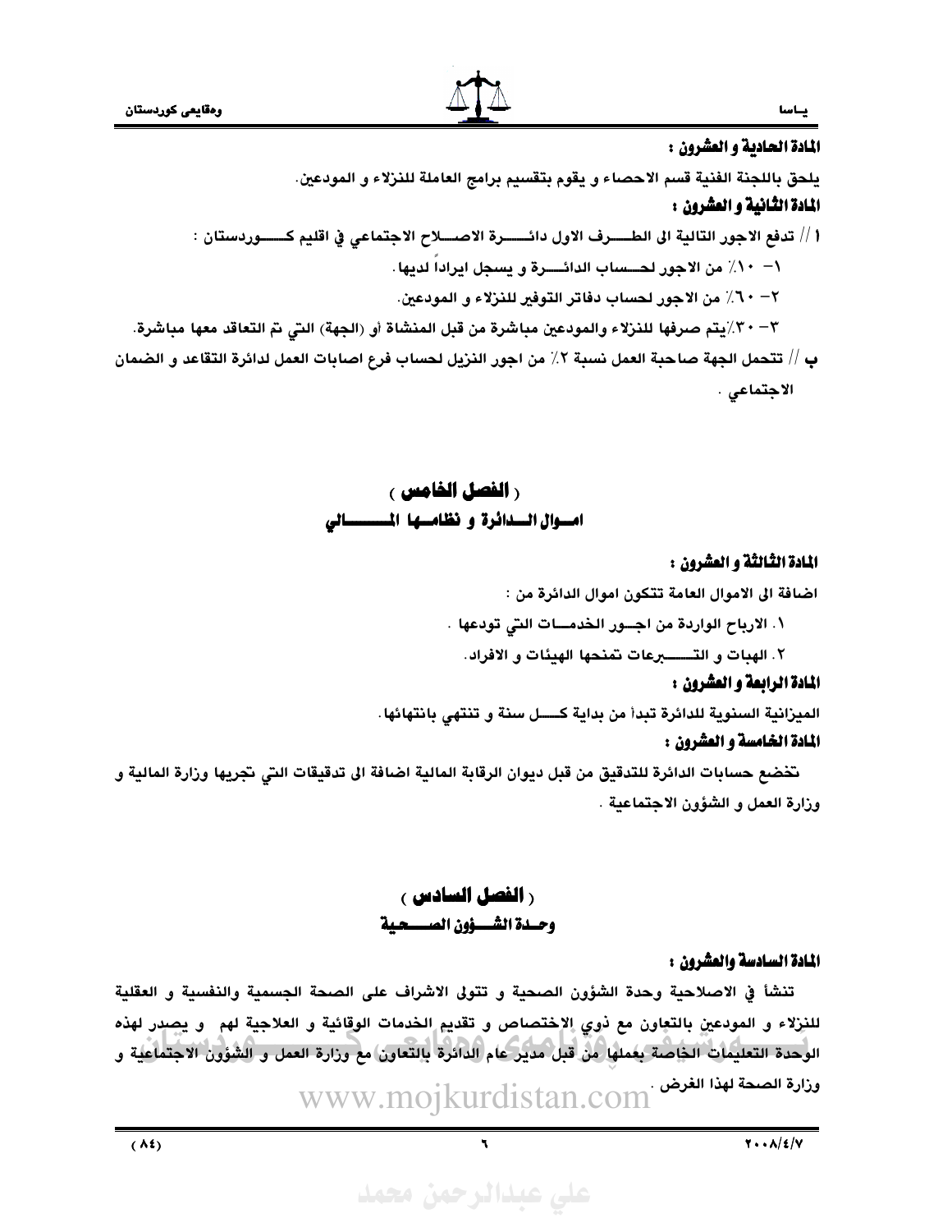**المادة الحادية و العشرون :**

يلحق باللجنة الفنية قسم الاحصاء و يقوم بتقسيم برامج العاملة للنزلاء و المودعين.

**المادة الثانية و العشرون :**

أ // تدفع الاجور التالية الى الطرف الاول دائرة الاصلاح الاجتماعي في اقليم كوردستان :

١- ١٠٪ من الاجور لحساب الدائرة و يسجل ايراداً لديها.

٢- ٦٠٪ من الاجور لحساب دفاتر التوفير للنزلاء و المودعين.

٣- ٣٠٪يتم صرفها للنزلاء والمودعين مباشرة من قبل المنشاة أو (الجهة) التي تم التعاقد معها مباشرة.

ب // تتحمل الجهة صاحبة العمل نسبة ٢٪ من اجور النزيل لحساب فرع اصابات العمل لدائرة التقاعد و الضمان الاجتماعي .

## ( الفصل الخامس )

## اموال الدائرة و نظامها المالي

**المادة الثالثة و العشرون :**

اضافة الى الاموال العامة تتكون اموال الدائرة من :

١. الارباح الواردة من اجور الخدمات التي تودعها .

٢. الهبات و التبرعات تمنحها الهيئات و الافراد.

**المادة الرابعة و العشرون :**

الميزانية السنوية للدائرة تبدأ من بداية كل سنة و تنتهي بانتهائها.

**المادة الخامسة و العشرون :**

تخضع حسابات الدائرة للتدقيق من قبل ديوان الرقابة المالية اضافة الى تدقيقات التي تجريها وزارة المالية و وزارة العمل و الشؤون الاجتماعية .

## ( الفصل السادس )

## وحدة الشؤون الصحية

**المادة السادسة والعشرون :**

تنشأ في الاصلاحية وحدة الشؤون الصحية و تتولى الاشراف على الصحة الجسمية والنفسية و العقلية للنزلاء و المودعين بالتعاون مع ذوي الاختصاص و تقديم الخدمات الوقائية و العلاجية لهم و يصدر لهذه الوحدة التعليمات الخاصة بعملها من قبل مدير عام الدائرة بالتعاون مع وزارة العمل و الشؤون الاجتماعية و وزارة الصحة لهذا الغرض .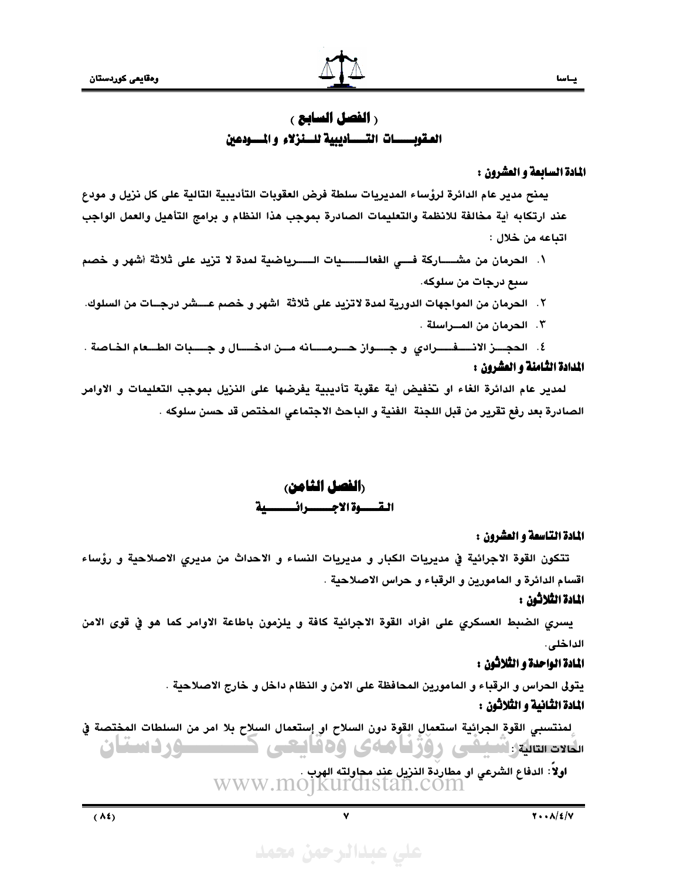## ( الفصل السابع )

## العقوبات التأديبية للنزلاء و المودعين

**المادة السابعة و العشرون :**

يمنح مدير عام الدائرة لرؤساء المديريات سلطة فرض العقوبات التأديبية التالية على كل نزيل و مودع عند ارتكابه أية مخالفة للانظمة والتعليمات الصادرة بموجب هذا النظام و برامج التأهيل والعمل الواجب اتباعه من خلال :

١. الحرمان من مشاركة في الفعاليات الرياضية لمدة لا تزيد على ثلاثة أشهر و خصم سبع درجات من سلوكه.
٢. الحرمان من المواجهات الدورية لمدة لاتزيد على ثلاثة اشهر و خصم عشر درجات من السلوك.
٣. الحرمان من المراسلة .
٤. الحجز الانفرادي و جواز حرمانه من ادخال و جبات الطعام الخاصة .

**المدادة الثامنة و العشرون :**

لمدير عام الدائرة الغاء او تخفيض أية عقوبة تأديبية يفرضها على النزيل بموجب التعليمات و الاوامر الصادرة بعد رفع تقرير من قبل اللجنة الفنية و الباحث الاجتماعي المختص قد حسن سلوكه .

## (الفصل الثامن)

## القوة الاجرائية

**المادة التاسعة و العشرون :**

تتكون القوة الاجرائية في مديريات الكبار و مديريات النساء و الاحداث من مديري الاصلاحية و رؤساء اقسام الدائرة و المامورين و الرقباء و حراس الاصلاحية .

**المادة الثلاثون :**

يسري الضبط العسكري على افراد القوة الاجرائية كافة و يلزمون باطاعة الاوامر كما هو في قوى الامن الداخلي.

**المادة الواحدة و الثلاثون :**

يتولى الحراس و الرقباء و المامورين المحافظة على الامن و النظام داخل و خارج الاصلاحية .

**المادة الثانية و الثلاثون :**

لمنتسبي القوة الجرائية استعمال القوة دون السلاح او إستعمال السلاح بلا امر من السلطات المختصة في الحالات التالية :

اولاً: الدفاع الشرعي او مطاردة النزيل عند محاولته الهرب .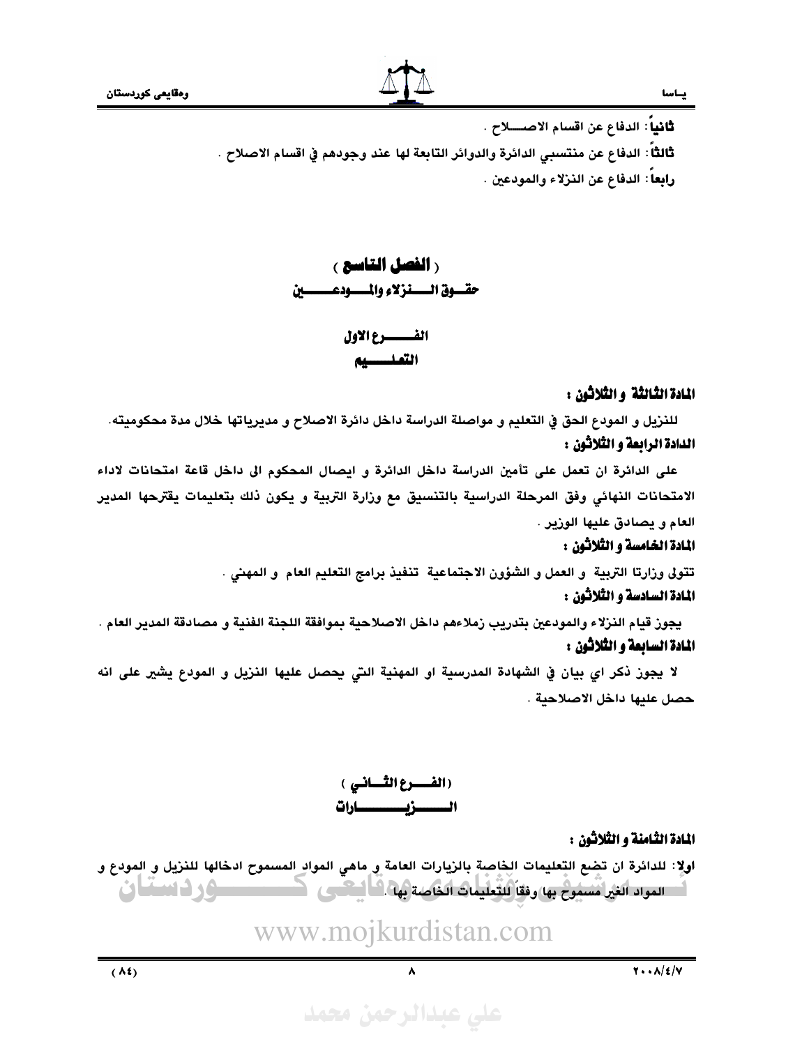**ثانياً**: الدفاع عن اقسام الاصـــلاح .

**ثالثاً**: الدفاع عن منتسبي الدائرة والدوائر التابعة لها عند وجودهم في اقسام الاصلاح .

**رابعاً**: الدفاع عن النزلاء والمودعين .

## ( الفصل التاسع )
## حقـــوق الـــنزلاء والمـــودعـــين

### الفـــرع الاول
### التعلـــيم

**المادة الثالثة و الثلاثون :**

للنزيل و المودع الحق في التعليم و مواصلة الدراسة داخل دائرة الاصلاح و مديرياتها خلال مدة محكوميته.

**الدادة الرابعة و الثلاثون :**

على الدائرة ان تعمل على تأمين الدراسة داخل الدائرة و ايصال المحكوم الى داخل قاعة امتحانات لاداء الامتحانات النهائي وفق المرحلة الدراسية بالتنسيق مع وزارة التربية و يكون ذلك بتعليمات يقترحها المدير العام و يصادق عليها الوزير .

**المادة الخامسة و الثلاثون :**

تتولى وزارتا التربية و العمل و الشؤون الاجتماعية تنفيذ برامج التعليم العام و المهني .

**المادة السادسة و الثلاثون :**

يجوز قيام النزلاء والمودعين بتدريب زملاءهم داخل الاصلاحية بموافقة اللجنة الفنية و مصادقة المدير العام .

**المادة السابعة و الثلاثون :**

لا يجوز ذكر اي بيان في الشهادة المدرسية او المهنية التي يحصل عليها النزيل و المودع يشير على انه حصل عليها داخل الاصلاحية .

### ( الفـــرع الثـــاني )
### الـــزيـــــــارات

**المادة الثامنة و الثلاثون :**

اولا: للدائرة ان تضع التعليمات الخاصة بالزيارات العامة و ماهي المواد المسموح ادخالها للنزيل و المودع و المواد الغير مسموح بها وفقاً للتعليمات الخاصة بها .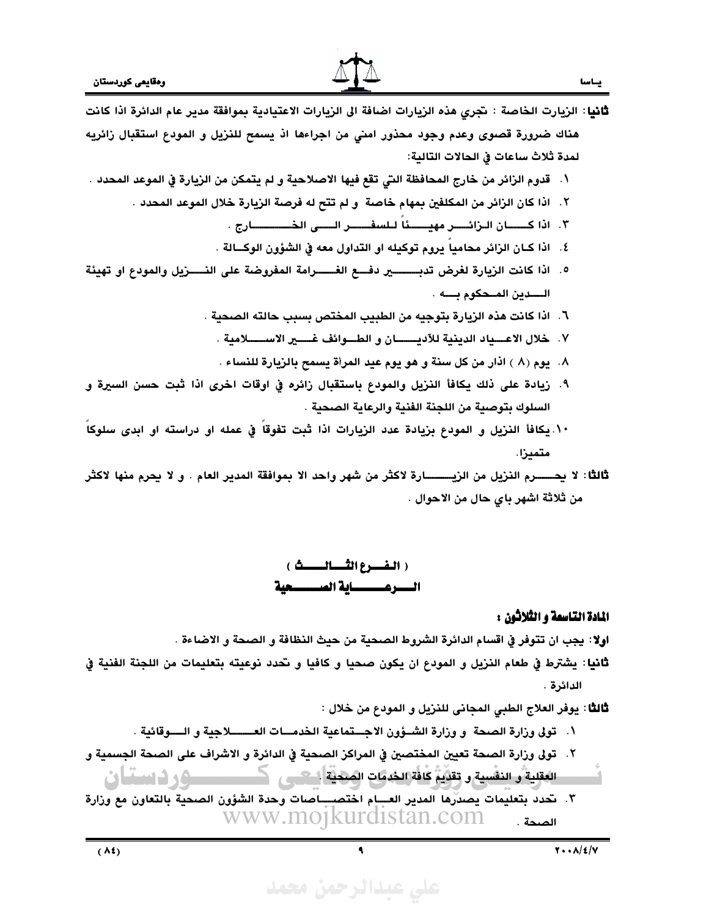**ثانيا**: الزيارت الخاصة : تجري هذه الزيارات اضافة الى الزيارات الاعتيادية بموافقة مدير عام الدائرة اذا كانت هناك ضرورة قصوى وعدم وجود محذور امني من اجراءها اذ يسمح للنزيل و المودع استقبال زائريه لمدة ثلاث ساعات في الحالات التالية:

١. قدوم الزائر من خارج المحافظة التي تقع فيها الاصلاحية و لم يتمكن من الزيارة في الموعد المحدد .
٢. اذا كان الزائر من المكلفين بمهام خاصة و لم تتح له فرصة الزيارة خلال الموعد المحدد .
٣. اذا كـــان الـزائـــر مهيـــئاً لـلسفـــر الـــى الخـــــارج .
٤. اذا كـان الزائر محامياً يروم توكيله او التداول معه في الشؤون الوكـالة .
٥. اذا كانت الزيارة لغرض تدبـــير دفـــع الغـــرامة المفروضة على النـــزيل والمودع او تهيئة الـــدين المـحكوم بـــه .
٦. اذا كانت هذه الزيارة بتوجيه من الطبيب المختص بسبب حالته الصحية .
٧. خلال الاعـــياد الدينية للأديـــان و الطـوائف غـــير الاســـلامية .
٨. يوم (٨ ) اذار من كل سنة و هو يوم عيد المرأة يسمح بالزيارة للنساء .
٩. زيادة على ذلك يكافأ النزيل والمودع باستقبال زائره في اوقات اخرى اذا ثبت حسن السيرة و السلوك بتوصية من اللجنة الفنية والرعاية الصحية .
١٠. يكافأ النزيل و المودع بزيادة عدد الزيارات اذا ثبت تفوقاً في عمله او دراسته او ابدى سلوكاً متميزا.

**ثالثا**: لا يحـــرم النزيل من الزيـــــارة لاكثر من شهر واحد الا بموافقة المدير العام . و لا يحرم منها لاكثر من ثلاثة اشهر باي حال من الاحوال .

## ( الفـــرع الثـــالــــث )
## الـــرعـــــاية الصـــــحية

### المادة التاسعة و الثلاثون :

**اولا**: يجب ان تتوفر في اقسام الدائرة الشروط الصحية من حيث النظافة و الصحة و الاضاءة .

**ثانيا**: يشترط في طعام النزيل و المودع ان يكون صحيا و كافيا و تحدد نوعيته بتعليمات من اللجنة الفنية في الدائرة .

**ثالثا**: يوفر العلاج الطبي المجاني للنزيل و المودع من خلال :

١. تولى وزارة الصحة و وزارة الشـؤون الاجـتماعية الخدمـات العـــلاجية و الـــوقائية .
٢. تولى وزارة الصحة تعيين المختصين في المراكز الصحية في الدائرة و الاشراف على الصحة الجسمية و العقلية و النفسية و تقديم كافة الخدمات الصحية .
٣. تحدد بتعليمات يصدرها المدير العـــام اختصـــاصات وحدة الشؤون الصحية بالتعاون مع وزارة الصحة .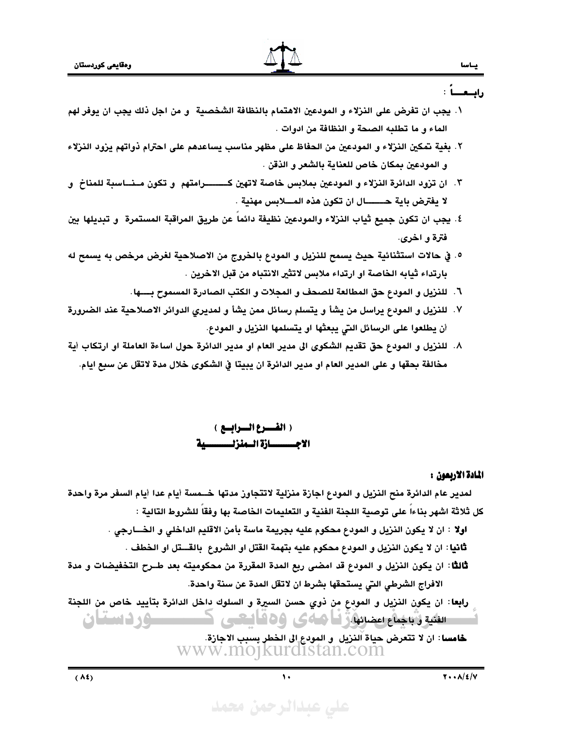رابعــاً :

١. يجب ان تفرض على النزلاء و المودعين الاهتمام بالنظافة الشخصية و من اجل ذلك يجب ان يوفر لهم الماء و ما تطلبه الصحة و النظافة من ادوات .

٢. بغية تمكين النزلاء و المودعين من الحفاظ على مظهر مناسب يساعدهم على احترام ذواتهم يزود النزلاء و المودعين بمكان خاص للعناية بالشعر و الذقن .

٣. ان تزود الدائرة النزلاء و المودعين بملابس خاصة لاتهين كـــــرامتهم و تكون مــنــاسبة للمناخ و لا يفترض باية حــــال ان تكون هذه المــلابس مهنية .

٤. يجب ان تكون جميع ثياب النزلاء والمودعين نظيفة دائماً عن طريق المراقبة المستمرة و تبديلها بين فترة و اخرى.

٥. في حالات استثنائية حيث يسمح للنزيل و المودع بالخروج من الاصلاحية لغرض مرخص به يسمح له بارتداء ثيابه الخاصة او ارتداء ملابس لاتثير الانتباه من قبل الاخرين .

٦. للنزيل و المودع حق المطالعة للصحف و المجلات و الكتب الصادرة المسموح بـــها.

٧. للنزيل و المودع يراسل من يشأ و يتسلم رسائل ممن يشأ و لمديري الدوائر الاصلاحية عند الضرورة أن يطلعوا على الرسائل التي يبعثها او يتسلمها النزيل و المودع.

٨. للنزيل و المودع حق تقديم الشكوى الى مدير العام او مدير الدائرة حول اساءة العاملة او ارتكاب أية مخالفة بحقها و على المدير العام او مدير الدائرة ان يبيتا في الشكوى خلال مدة لاتقل عن سبع ايام.

## ( الفـــرع الـــرابـــع )
## الاجـــــازة الــمنزلــــــية

**المادة الاربعون :**

لمدير عام الدائرة منح النزيل و المودع اجازة منزلية لاتتجاوز مدتها خـمسة أيام عدا أيام السفر مرة واحدة كل ثلاثة اشهر بناءاً على توصية اللجنة الفنية و التعليمات الخاصة بها وفقاً للشروط التالية :

**اولا** : ان لا يكون النزيل و المودع محكوم عليه بجريمة ماسة بأمن الاقليم الداخلي و الخــارجي .

**ثانيا**: ان لا يكون النزيل و المودع محكوم عليه بتهمة القتل او الشروع بالقــتل او الخطف .

**ثالثا**: ان يكون النزيل و المودع قد امضى ربع المدة المقررة من محكوميته بعد طـرح التخفيضات و مدة الافراج الشرطي التي يستحقها بشرط ان لاتقل المدة عن سنة واحدة.

**رابعا**: ان يكون النزيل و المودع من ذوي حسن السيرة و السلوك داخل الدائرة بتأييد خاص من اللجنة الفنية و باجماع اعضائها.

**خامسا**: ان لا تتعرض حياة النزيل و المودع الى الخطر بسبب الاجازة.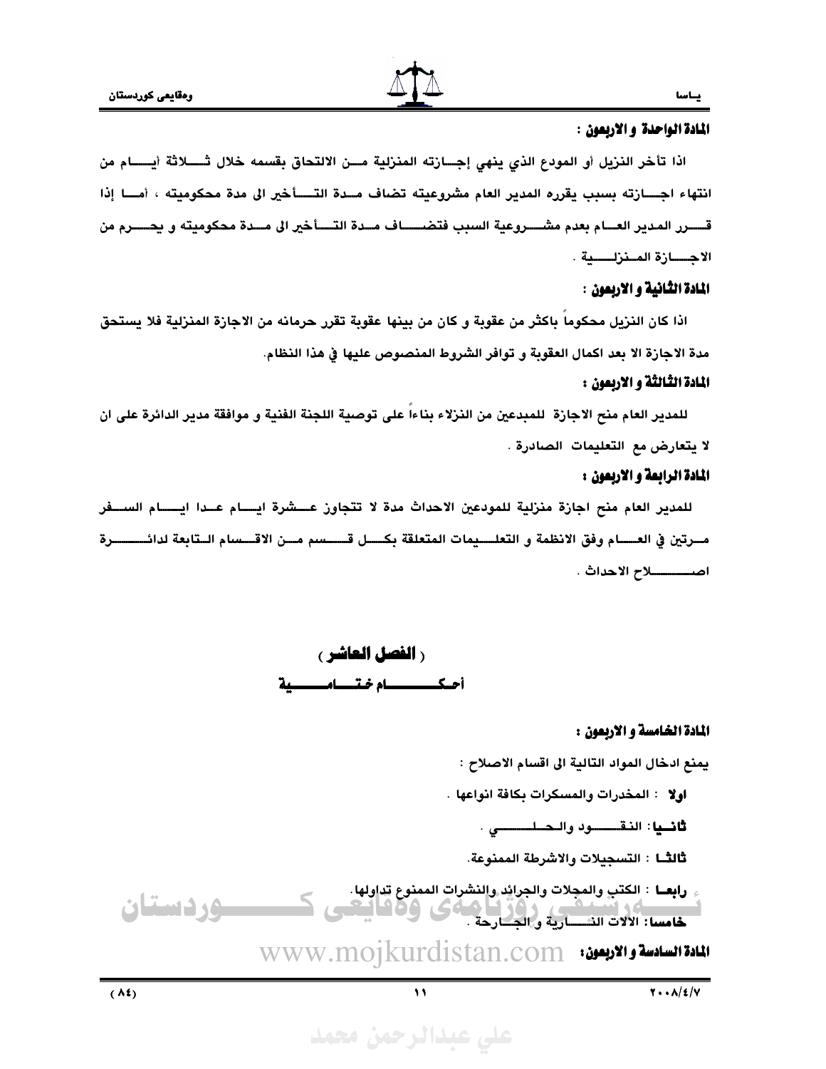**المادة الواحدة و الاربعون :**

اذا تأخر النزيل أو المودع الذي ينهي إجازته المنزلية من الالتحاق بقسمه خلال ثلاثة أيام من انتهاء اجازته بسبب يقرره المدير العام مشروعيته تضاف مدة التأخير الى مدة محكوميته ، أما إذا قرر المدير العام بعدم مشروعية السبب فتضاف مدة التأخير الى مدة محكوميته و يحرم من الاجازة المنزلية .

**المادة الثانية و الاربعون :**

اذا كان النزيل محكوماً باكثر من عقوبة و كان من بينها عقوبة تقرر حرمانه من الاجازة المنزلية فلا يستحق مدة الاجازة الا بعد اكمال العقوبة و توافر الشروط المنصوص عليها في هذا النظام.

**المادة الثالثة و الاربعون :**

للمدير العام منح الاجازة للمبدعين من النزلاء بناءاً على توصية اللجنة الفنية و موافقة مدير الدائرة على ان لا يتعارض مع التعليمات الصادرة .

**المادة الرابعة و الاربعون :**

للمدير العام منح اجازة منزلية للمودعين الاحداث مدة لا تتجاوز عشرة ايام عدا ايام السفر مرتين في العام وفق الانظمة و التعليمات المتعلقة بكل قسم من الاقسام التابعة لدائرة اصلاح الاحداث .

## ( الفصل العاشر )

## أحكام ختامية

**المادة الخامسة و الاربعون :**

يمنع ادخال المواد التالية الى اقسام الاصلاح :

**اولا** : المخدرات والمسكرات بكافة انواعها .

**ثانيا**: النقود والحلي .

**ثالثا** : التسجيلات والاشرطة الممنوعة.

**رابعا** : الكتب والمجلات والجرائد والنشرات الممنوع تداولها.

**خامسا**: الالات النارية و الجارحة .

**المادة السادسة و الاربعون:**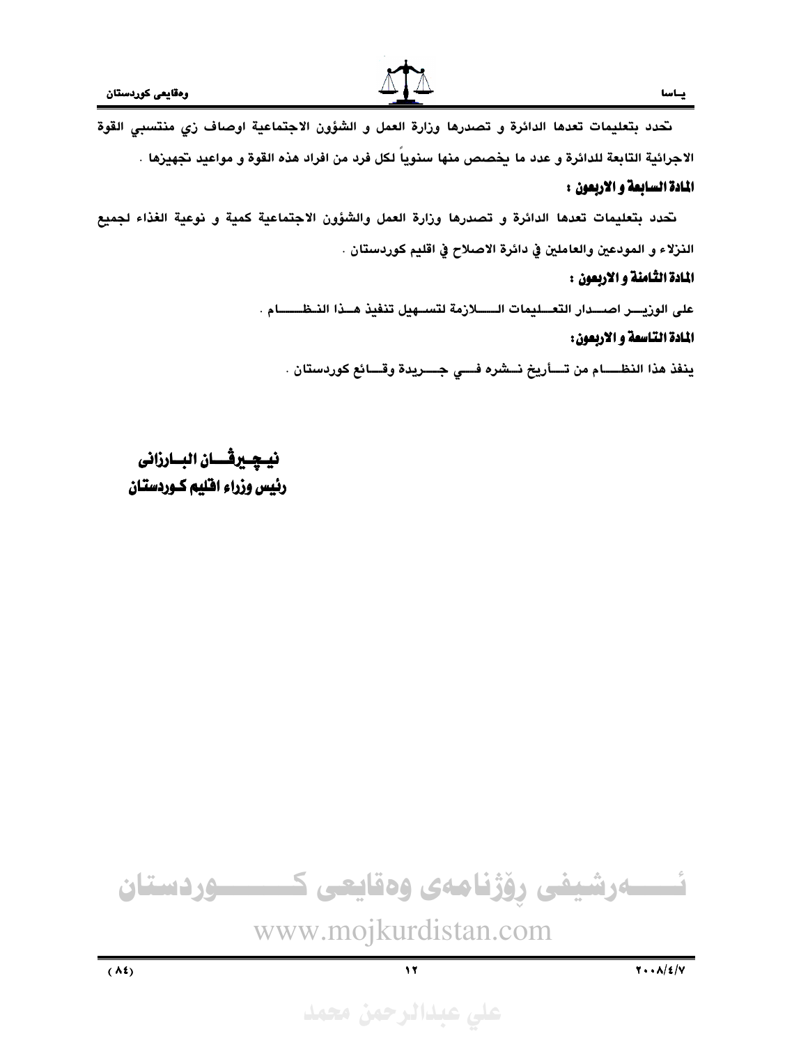تحدد بتعليمات تعدها الدائرة و تصدرها وزارة العمل و الشؤون الاجتماعية اوصاف زي منتسبي القوة الاجرائية التابعة للدائرة و عدد ما يخصص منها سنوياً لكل فرد من افراد هذه القوة و مواعيد تجهيزها .

**المادة السابعة و الاربعون :**

تحدد بتعليمات تعدها الدائرة و تصدرها وزارة العمل والشؤون الاجتماعية كمية و نوعية الغذاء لجميع النزلاء و المودعين والعاملين في دائرة الاصلاح في اقليم كوردستان .

**المادة الثامنة و الاربعون :**

على الوزيـــر اصـــدار التعـــليمات الـــلازمة لتسـهيل تنفيذ هـــذا النـظـــام .

**المادة التاسعة و الاربعون:**

ينفذ هذا النظـــام من تـــأريخ نـــشره فـــي جـــريدة وقـــائع كوردستان .

**نيـچـيرڤـــان البـارزاني**
**رئيس وزراء اقليم كـوردستان**